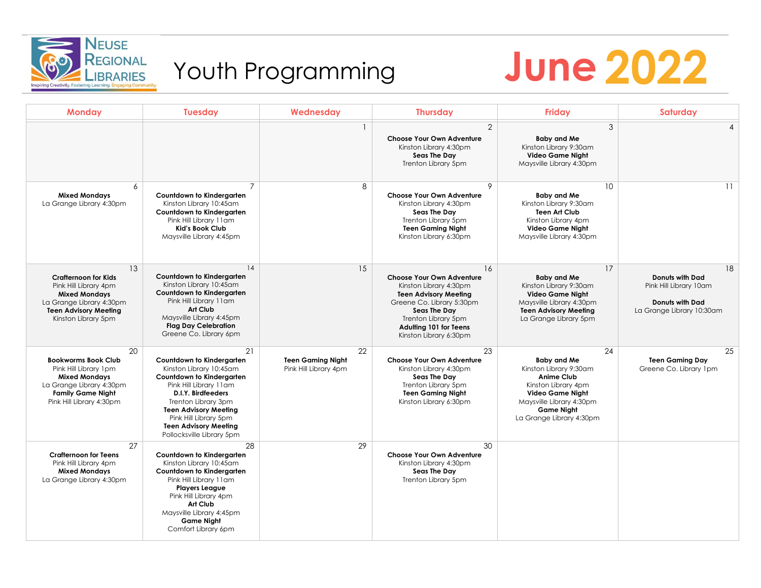Neuse Regional Libraries

Inspiring Creativity. Fostering Learning. Engaging Community.

# Youth Programming

# June 2022

| Monday | Tuesday | Wednesday | Thursday | Friday | Saturday |
|---|---|---|---|---|---|
| | | 1 | 2<br>**Choose Your Own Adventure**<br>Kinston Library 4:30pm<br>**Seas The Day**<br>Trenton Library 5pm | 3<br>**Baby and Me**<br>Kinston Library 9:30am<br>**Video Game Night**<br>Maysville Library 4:30pm | 4 |
| 6<br>**Mixed Mondays**<br>La Grange Library 4:30pm | 7<br>**Countdown to Kindergarten**<br>Kinston Library 10:45am<br>**Countdown to Kindergarten**<br>Pink Hill Library 11am<br>**Kid's Book Club**<br>Maysville Library 4:45pm | 8 | 9<br>**Choose Your Own Adventure**<br>Kinston Library 4:30pm<br>**Seas The Day**<br>Trenton Library 5pm<br>**Teen Gaming Night**<br>Kinston Library 6:30pm | 10<br>**Baby and Me**<br>Kinston Library 9:30am<br>**Teen Art Club**<br>Kinston Library 4pm<br>**Video Game Night**<br>Maysville Library 4:30pm | 11 |
| 13<br>**Crafternoon for Kids**<br>Pink Hill Library 4pm<br>**Mixed Mondays**<br>La Grange Library 4:30pm<br>**Teen Advisory Meeting**<br>Kinston Library 5pm | 14<br>**Countdown to Kindergarten**<br>Kinston Library 10:45am<br>**Countdown to Kindergarten**<br>Pink Hill Library 11am<br>**Art Club**<br>Maysville Library 4:45pm<br>**Flag Day Celebration**<br>Greene Co. Library 6pm | 15 | 16<br>**Choose Your Own Adventure**<br>Kinston Library 4:30pm<br>**Teen Advisory Meeting**<br>Greene Co. Library 5:30pm<br>**Seas The Day**<br>Trenton Library 5pm<br>**Adulting 101 for Teens**<br>Kinston Library 6:30pm | 17<br>**Baby and Me**<br>Kinston Library 9:30am<br>**Video Game Night**<br>Maysville Library 4:30pm<br>**Teen Advisory Meeting**<br>La Grange Library 5pm | 18<br>**Donuts with Dad**<br>Pink Hill Library 10am<br><br>**Donuts with Dad**<br>La Grange Library 10:30am |
| 20<br>**Bookworms Book Club**<br>Pink Hill Library 1pm<br>**Mixed Mondays**<br>La Grange Library 4:30pm<br>**Family Game Night**<br>Pink Hill Library 4:30pm | 21<br>**Countdown to Kindergarten**<br>Kinston Library 10:45am<br>**Countdown to Kindergarten**<br>Pink Hill Library 11am<br>**D.I.Y. Birdfeeders**<br>Trenton Library 3pm<br>**Teen Advisory Meeting**<br>Pink Hill Library 5pm<br>**Teen Advisory Meeting**<br>Pollocksville Library 5pm | 22<br>**Teen Gaming Night**<br>Pink Hill Library 4pm | 23<br>**Choose Your Own Adventure**<br>Kinston Library 4:30pm<br>**Seas The Day**<br>Trenton Library 5pm<br>**Teen Gaming Night**<br>Kinston Library 6:30pm | 24<br>**Baby and Me**<br>Kinston Library 9:30am<br>**Anime Club**<br>Kinston Library 4pm<br>**Video Game Night**<br>Maysville Library 4:30pm<br>**Game Night**<br>La Grange Library 4:30pm | 25<br>**Teen Gaming Day**<br>Greene Co. Library 1pm |
| 27<br>**Crafternoon for Teens**<br>Pink Hill Library 4pm<br>**Mixed Mondays**<br>La Grange Library 4:30pm | 28<br>**Countdown to Kindergarten**<br>Kinston Library 10:45am<br>**Countdown to Kindergarten**<br>Pink Hill Library 11am<br>**Players League**<br>Pink Hill Library 4pm<br>**Art Club**<br>Maysville Library 4:45pm<br>**Game Night**<br>Comfort Library 6pm | 29 | 30<br>**Choose Your Own Adventure**<br>Kinston Library 4:30pm<br>**Seas The Day**<br>Trenton Library 5pm | | |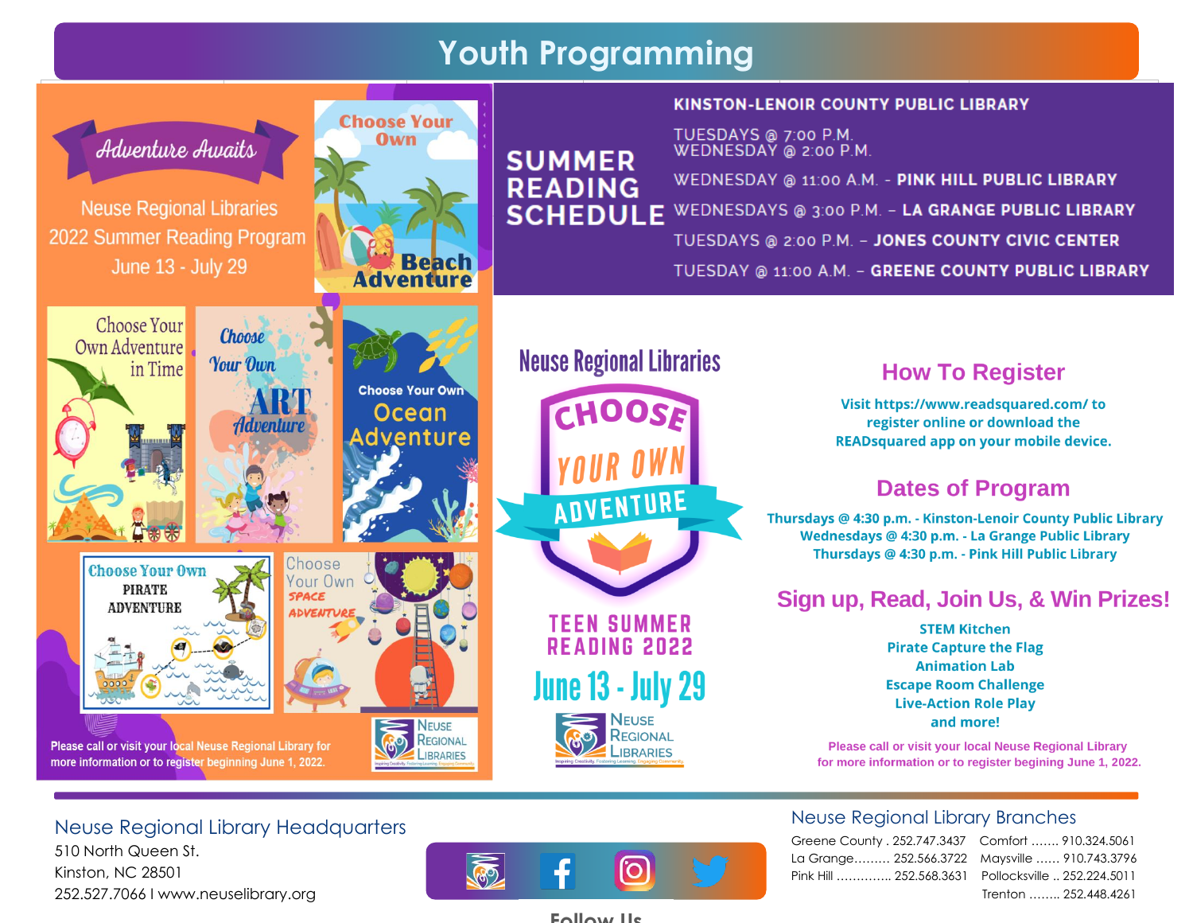# Youth Programming

Adventure Awaits

Neuse Regional Libraries
2022 Summer Reading Program
June 13 - July 29

Choose Your Own Beach Adventure

Choose Your Own Adventure in Time

Choose Your Own ART Adventure

Choose Your Own Ocean Adventure

Choose Your Own PIRATE ADVENTURE

Choose Your Own SPACE ADVENTURE

Please call or visit your local Neuse Regional Library for more information or to register beginning June 1, 2022.

## SUMMER READING SCHEDULE

**KINSTON-LENOIR COUNTY PUBLIC LIBRARY**

TUESDAYS @ 7:00 P.M.
WEDNESDAY @ 2:00 P.M.

WEDNESDAY @ 11:00 A.M. - **PINK HILL PUBLIC LIBRARY**

WEDNESDAYS @ 3:00 P.M. - **LA GRANGE PUBLIC LIBRARY**

TUESDAYS @ 2:00 P.M. - **JONES COUNTY CIVIC CENTER**

TUESDAY @ 11:00 A.M. - **GREENE COUNTY PUBLIC LIBRARY**

Neuse Regional Libraries

CHOOSE YOUR OWN ADVENTURE

TEEN SUMMER READING 2022

June 13 - July 29

## How To Register

Visit https://www.readsquared.com/ to register online or download the READsquared app on your mobile device.

## Dates of Program

Thursdays @ 4:30 p.m. - Kinston-Lenoir County Public Library
Wednesdays @ 4:30 p.m. - La Grange Public Library
Thursdays @ 4:30 p.m. - Pink Hill Public Library

## Sign up, Read, Join Us, & Win Prizes!

STEM Kitchen
Pirate Capture the Flag
Animation Lab
Escape Room Challenge
Live-Action Role Play
and more!

Please call or visit your local Neuse Regional Library for more information or to register begining June 1, 2022.

### Neuse Regional Library Headquarters

510 North Queen St.
Kinston, NC 28501
252.527.7066 I www.neuselibrary.org

Follow Us

### Neuse Regional Library Branches

| | |
|---|---|
| Greene County . 252.747.3437 | Comfort ....... 910.324.5061 |
| La Grange......... 252.566.3722 | Maysville ...... 910.743.3796 |
| Pink Hill ............. 252.568.3631 | Pollocksville .. 252.224.5011 |
| | Trenton ........ 252.448.4261 |